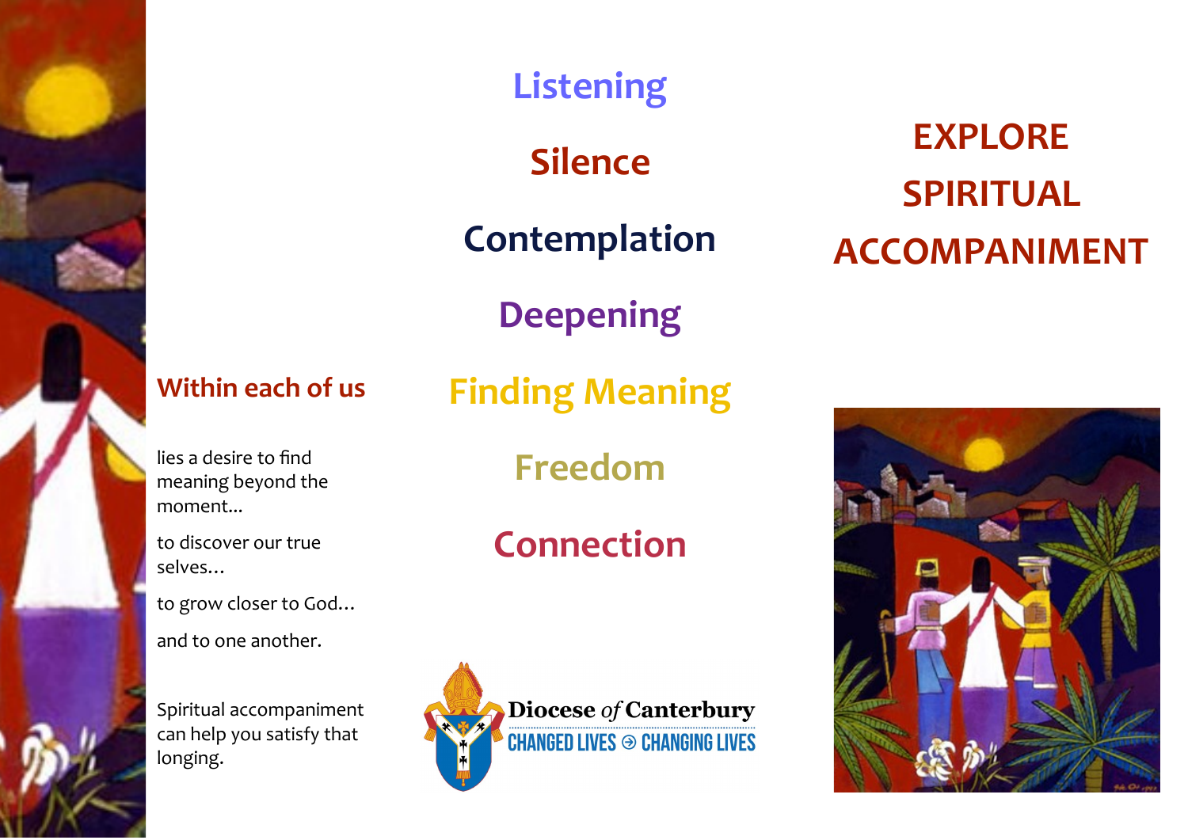## Within each of us

lies a desire to find meaning beyond the moment...

to discover our true selves…

to grow closer to God…

and to one another.

Spiritual accompaniment can help you satisfy that longing.

## Listening

## Silence

## Contemplation

## Deepening

## Finding Meaning

## Freedom

## Connection

Diocese *of* Canterbury

CHANGED LIVES ⊝ CHANGING LIVES

# EXPLORE SPIRITUAL ACCOMPANIMENT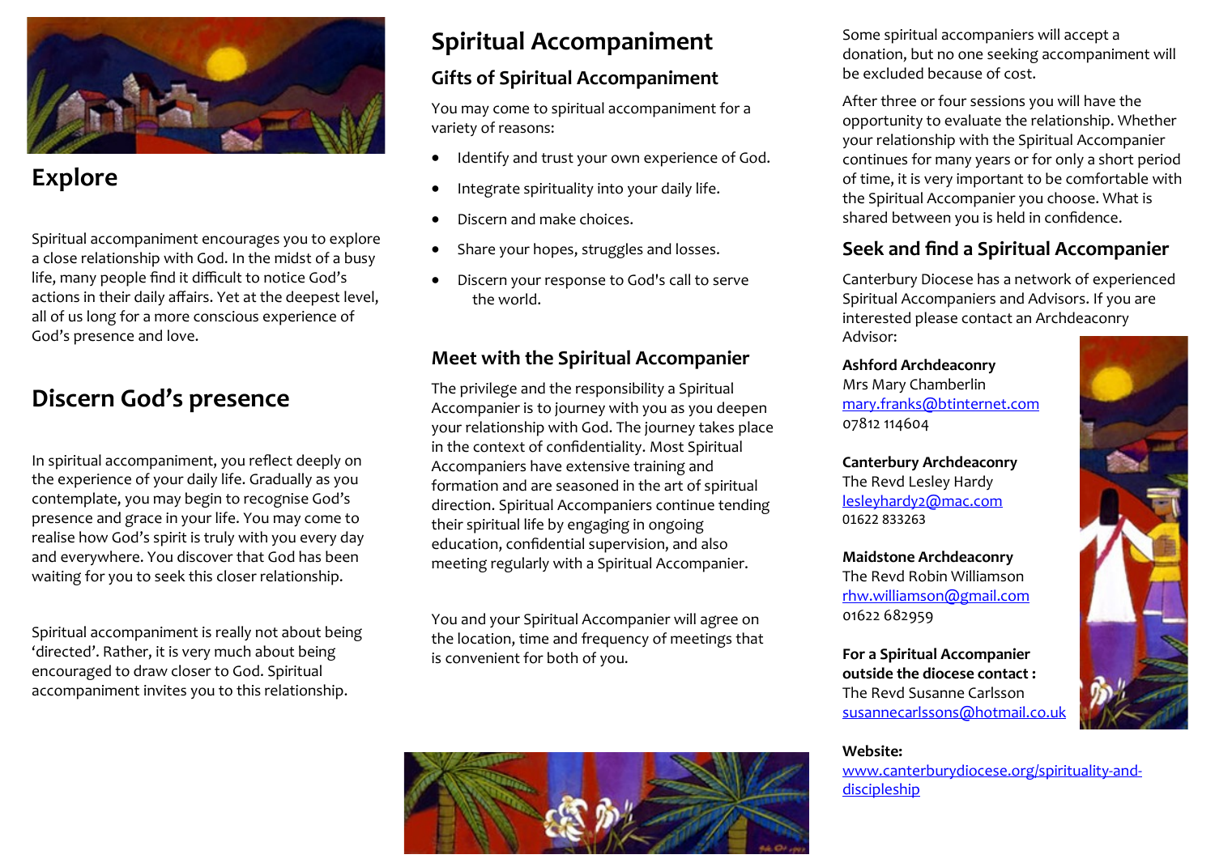## Explore

Spiritual accompaniment encourages you to explore a close relationship with God. In the midst of a busy life, many people find it difficult to notice God's actions in their daily affairs. Yet at the deepest level, all of us long for a more conscious experience of God's presence and love.

## Discern God's presence

In spiritual accompaniment, you reflect deeply on the experience of your daily life. Gradually as you contemplate, you may begin to recognise God's presence and grace in your life. You may come to realise how God's spirit is truly with you every day and everywhere. You discover that God has been waiting for you to seek this closer relationship.

Spiritual accompaniment is really not about being 'directed'. Rather, it is very much about being encouraged to draw closer to God. Spiritual accompaniment invites you to this relationship.

# Spiritual Accompaniment

### Gifts of Spiritual Accompaniment

You may come to spiritual accompaniment for a variety of reasons:

- Identify and trust your own experience of God.
- Integrate spirituality into your daily life.
- Discern and make choices.
- Share your hopes, struggles and losses.
- Discern your response to God's call to serve the world.

### Meet with the Spiritual Accompanier

The privilege and the responsibility a Spiritual Accompanier is to journey with you as you deepen your relationship with God. The journey takes place in the context of confidentiality. Most Spiritual Accompaniers have extensive training and formation and are seasoned in the art of spiritual direction. Spiritual Accompaniers continue tending their spiritual life by engaging in ongoing education, confidential supervision, and also meeting regularly with a Spiritual Accompanier.

You and your Spiritual Accompanier will agree on the location, time and frequency of meetings that is convenient for both of you.

Some spiritual accompaniers will accept a donation, but no one seeking accompaniment will be excluded because of cost.

After three or four sessions you will have the opportunity to evaluate the relationship. Whether your relationship with the Spiritual Accompanier continues for many years or for only a short period of time, it is very important to be comfortable with the Spiritual Accompanier you choose. What is shared between you is held in confidence.

## Seek and find a Spiritual Accompanier

Canterbury Diocese has a network of experienced Spiritual Accompaniers and Advisors. If you are interested please contact an Archdeaconry Advisor:

**Ashford Archdeaconry**
Mrs Mary Chamberlin
mary.franks@btinternet.com
07812 114604

**Canterbury Archdeaconry**
The Revd Lesley Hardy
lesleyhardy2@mac.com
01622 833263

**Maidstone Archdeaconry**
The Revd Robin Williamson
rhw.williamson@gmail.com
01622 682959

**For a Spiritual Accompanier outside the diocese contact :**
The Revd Susanne Carlsson
susannecarlssons@hotmail.co.uk

**Website:**
www.canterburydiocese.org/spirituality-and-discipleship